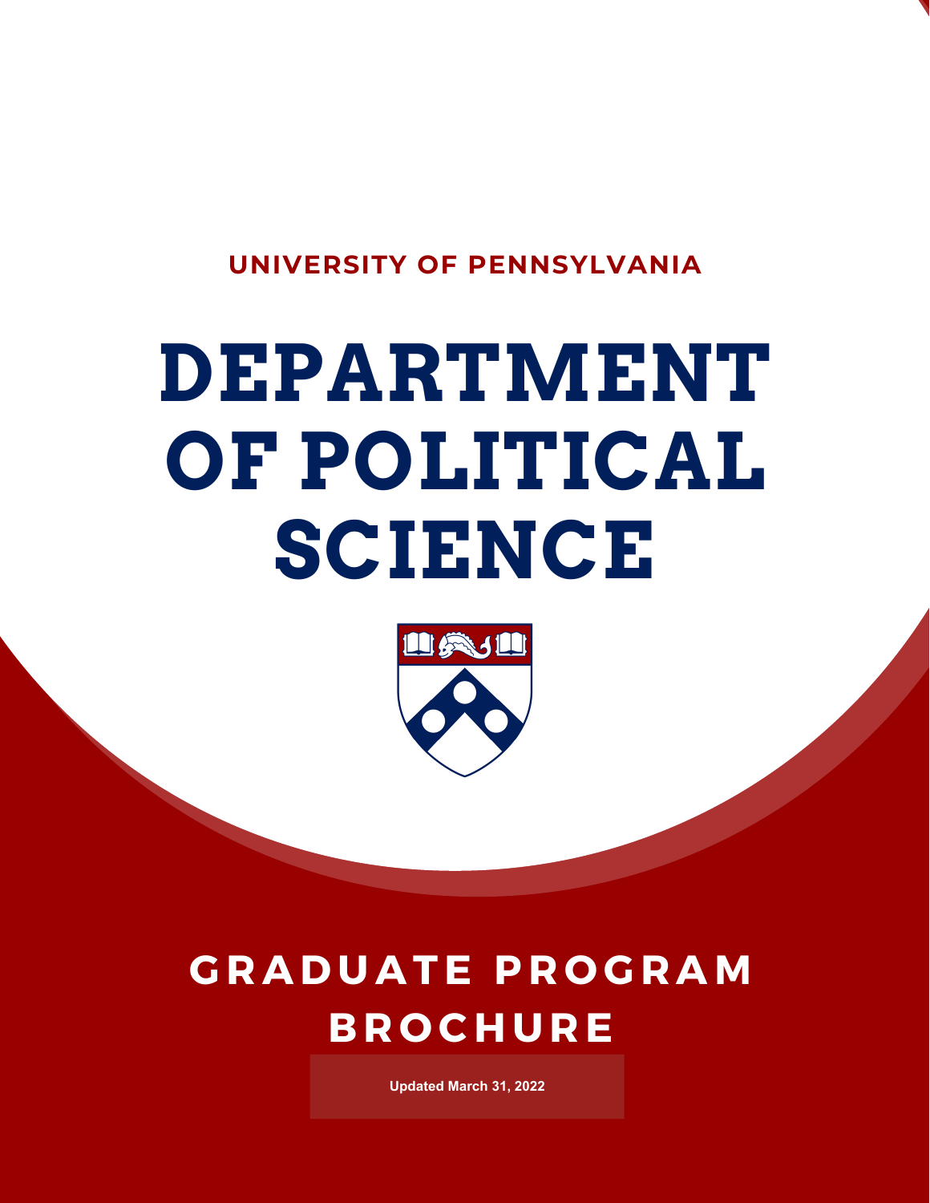UNIVERSITY OF PENNSYLVANIA

# DEPARTMENT OF POLITICAL SCIENCE

## GRADUATE PROGRAM BROCHURE

Updated March 31, 2022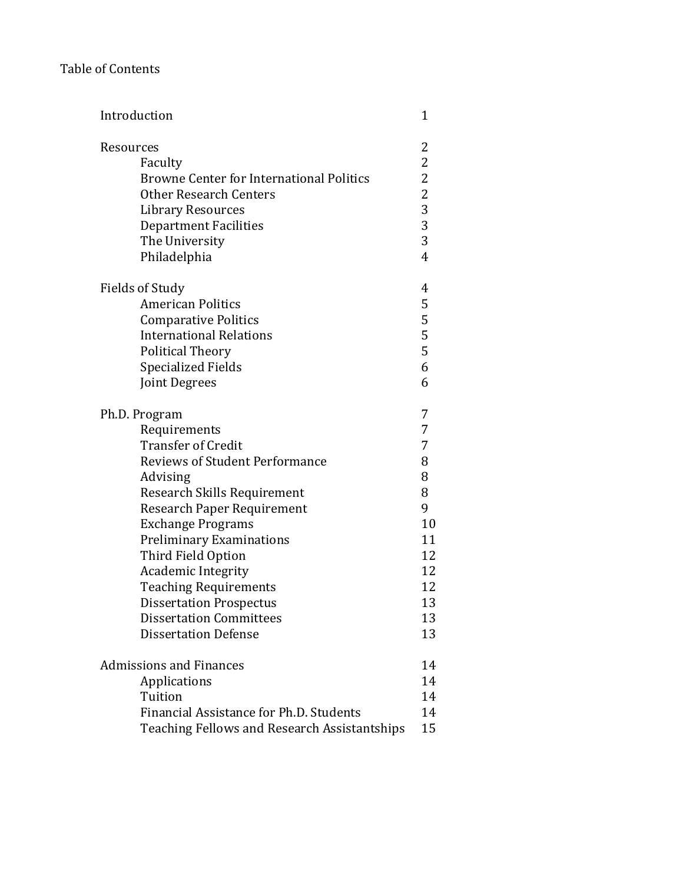# Table of Contents

| | |
|---|---|
| Introduction | 1 |
| | |
| Resources | 2 |
| Faculty | 2 |
| Browne Center for International Politics | 2 |
| Other Research Centers | 2 |
| Library Resources | 3 |
| Department Facilities | 3 |
| The University | 3 |
| Philadelphia | 4 |
| | |
| Fields of Study | 4 |
| American Politics | 5 |
| Comparative Politics | 5 |
| International Relations | 5 |
| Political Theory | 5 |
| Specialized Fields | 6 |
| Joint Degrees | 6 |
| | |
| Ph.D. Program | 7 |
| Requirements | 7 |
| Transfer of Credit | 7 |
| Reviews of Student Performance | 8 |
| Advising | 8 |
| Research Skills Requirement | 8 |
| Research Paper Requirement | 9 |
| Exchange Programs | 10 |
| Preliminary Examinations | 11 |
| Third Field Option | 12 |
| Academic Integrity | 12 |
| Teaching Requirements | 12 |
| Dissertation Prospectus | 13 |
| Dissertation Committees | 13 |
| Dissertation Defense | 13 |
| | |
| Admissions and Finances | 14 |
| Applications | 14 |
| Tuition | 14 |
| Financial Assistance for Ph.D. Students | 14 |
| Teaching Fellows and Research Assistantships | 15 |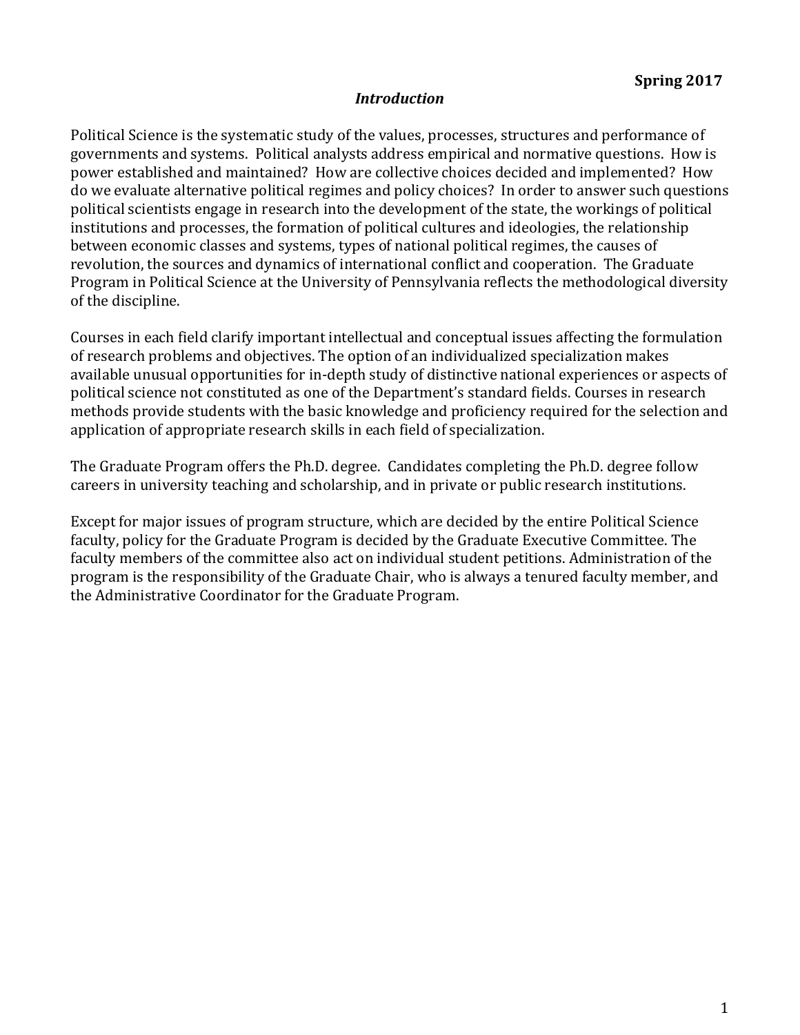**Spring 2017**

## *Introduction*

Political Science is the systematic study of the values, processes, structures and performance of governments and systems. Political analysts address empirical and normative questions. How is power established and maintained? How are collective choices decided and implemented? How do we evaluate alternative political regimes and policy choices? In order to answer such questions political scientists engage in research into the development of the state, the workings of political institutions and processes, the formation of political cultures and ideologies, the relationship between economic classes and systems, types of national political regimes, the causes of revolution, the sources and dynamics of international conflict and cooperation. The Graduate Program in Political Science at the University of Pennsylvania reflects the methodological diversity of the discipline.

Courses in each field clarify important intellectual and conceptual issues affecting the formulation of research problems and objectives. The option of an individualized specialization makes available unusual opportunities for in-depth study of distinctive national experiences or aspects of political science not constituted as one of the Department's standard fields. Courses in research methods provide students with the basic knowledge and proficiency required for the selection and application of appropriate research skills in each field of specialization.

The Graduate Program offers the Ph.D. degree. Candidates completing the Ph.D. degree follow careers in university teaching and scholarship, and in private or public research institutions.

Except for major issues of program structure, which are decided by the entire Political Science faculty, policy for the Graduate Program is decided by the Graduate Executive Committee. The faculty members of the committee also act on individual student petitions. Administration of the program is the responsibility of the Graduate Chair, who is always a tenured faculty member, and the Administrative Coordinator for the Graduate Program.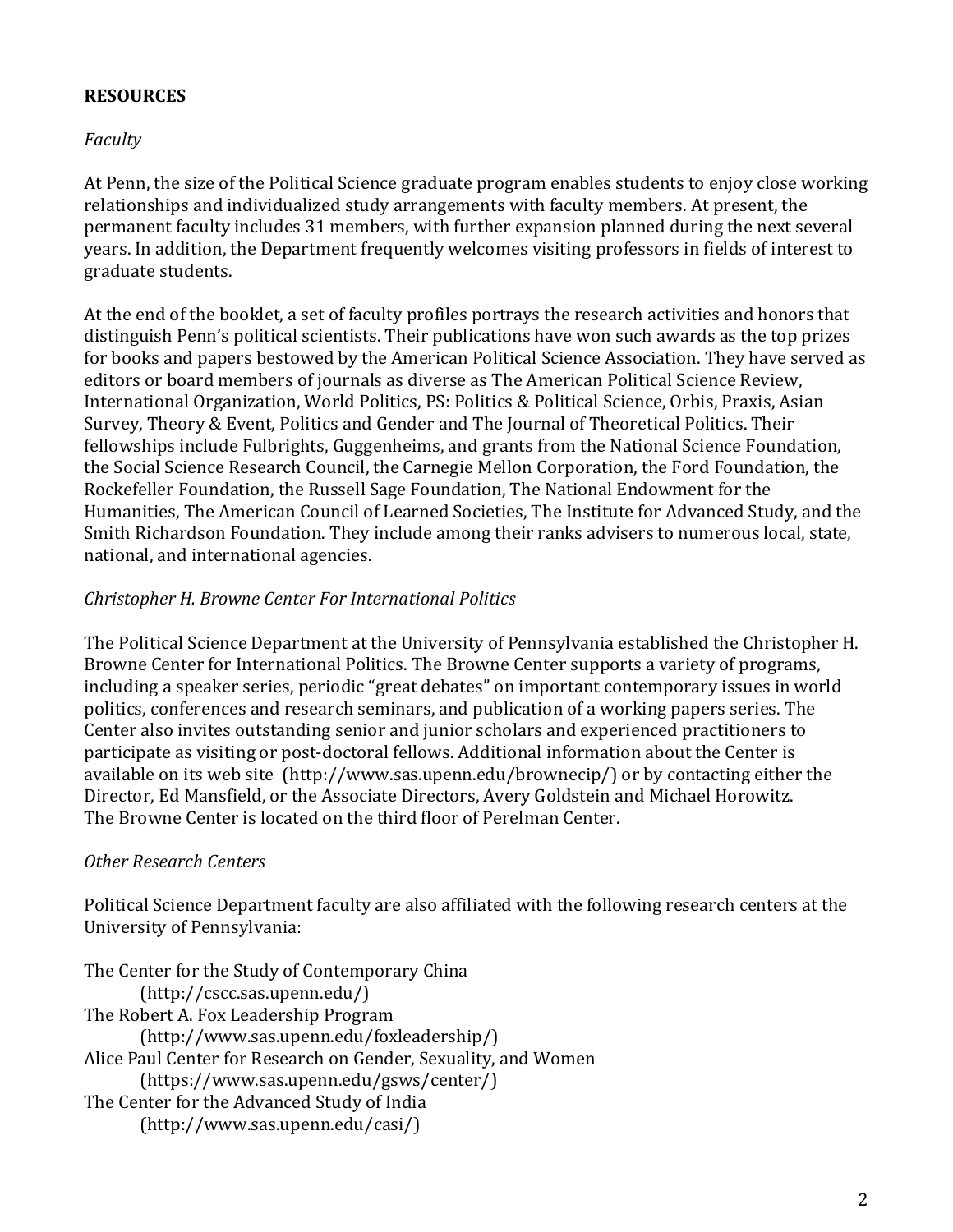## RESOURCES

### *Faculty*

At Penn, the size of the Political Science graduate program enables students to enjoy close working relationships and individualized study arrangements with faculty members. At present, the permanent faculty includes 31 members, with further expansion planned during the next several years. In addition, the Department frequently welcomes visiting professors in fields of interest to graduate students.

At the end of the booklet, a set of faculty profiles portrays the research activities and honors that distinguish Penn's political scientists. Their publications have won such awards as the top prizes for books and papers bestowed by the American Political Science Association. They have served as editors or board members of journals as diverse as The American Political Science Review, International Organization, World Politics, PS: Politics & Political Science, Orbis, Praxis, Asian Survey, Theory & Event, Politics and Gender and The Journal of Theoretical Politics. Their fellowships include Fulbrights, Guggenheims, and grants from the National Science Foundation, the Social Science Research Council, the Carnegie Mellon Corporation, the Ford Foundation, the Rockefeller Foundation, the Russell Sage Foundation, The National Endowment for the Humanities, The American Council of Learned Societies, The Institute for Advanced Study, and the Smith Richardson Foundation. They include among their ranks advisers to numerous local, state, national, and international agencies.

### *Christopher H. Browne Center For International Politics*

The Political Science Department at the University of Pennsylvania established the Christopher H. Browne Center for International Politics. The Browne Center supports a variety of programs, including a speaker series, periodic "great debates" on important contemporary issues in world politics, conferences and research seminars, and publication of a working papers series. The Center also invites outstanding senior and junior scholars and experienced practitioners to participate as visiting or post-doctoral fellows. Additional information about the Center is available on its web site (http://www.sas.upenn.edu/brownecip/) or by contacting either the Director, Ed Mansfield, or the Associate Directors, Avery Goldstein and Michael Horowitz. The Browne Center is located on the third floor of Perelman Center.

### *Other Research Centers*

Political Science Department faculty are also affiliated with the following research centers at the University of Pennsylvania:

The Center for the Study of Contemporary China
(http://cscc.sas.upenn.edu/)

The Robert A. Fox Leadership Program
(http://www.sas.upenn.edu/foxleadership/)

Alice Paul Center for Research on Gender, Sexuality, and Women
(https://www.sas.upenn.edu/gsws/center/)

The Center for the Advanced Study of India
(http://www.sas.upenn.edu/casi/)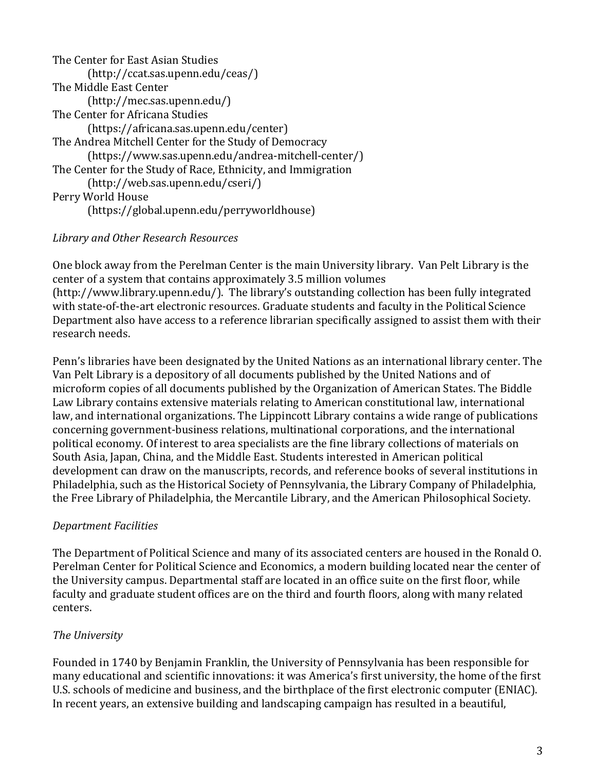The Center for East Asian Studies
(http://ccat.sas.upenn.edu/ceas/)
The Middle East Center
(http://mec.sas.upenn.edu/)
The Center for Africana Studies
(https://africana.sas.upenn.edu/center)
The Andrea Mitchell Center for the Study of Democracy
(https://www.sas.upenn.edu/andrea-mitchell-center/)
The Center for the Study of Race, Ethnicity, and Immigration
(http://web.sas.upenn.edu/cseri/)
Perry World House
(https://global.upenn.edu/perryworldhouse)

*Library and Other Research Resources*

One block away from the Perelman Center is the main University library. Van Pelt Library is the center of a system that contains approximately 3.5 million volumes (http://www.library.upenn.edu/). The library's outstanding collection has been fully integrated with state-of-the-art electronic resources. Graduate students and faculty in the Political Science Department also have access to a reference librarian specifically assigned to assist them with their research needs.

Penn's libraries have been designated by the United Nations as an international library center. The Van Pelt Library is a depository of all documents published by the United Nations and of microform copies of all documents published by the Organization of American States. The Biddle Law Library contains extensive materials relating to American constitutional law, international law, and international organizations. The Lippincott Library contains a wide range of publications concerning government-business relations, multinational corporations, and the international political economy. Of interest to area specialists are the fine library collections of materials on South Asia, Japan, China, and the Middle East. Students interested in American political development can draw on the manuscripts, records, and reference books of several institutions in Philadelphia, such as the Historical Society of Pennsylvania, the Library Company of Philadelphia, the Free Library of Philadelphia, the Mercantile Library, and the American Philosophical Society.

*Department Facilities*

The Department of Political Science and many of its associated centers are housed in the Ronald O. Perelman Center for Political Science and Economics, a modern building located near the center of the University campus. Departmental staff are located in an office suite on the first floor, while faculty and graduate student offices are on the third and fourth floors, along with many related centers.

*The University*

Founded in 1740 by Benjamin Franklin, the University of Pennsylvania has been responsible for many educational and scientific innovations: it was America's first university, the home of the first U.S. schools of medicine and business, and the birthplace of the first electronic computer (ENIAC). In recent years, an extensive building and landscaping campaign has resulted in a beautiful,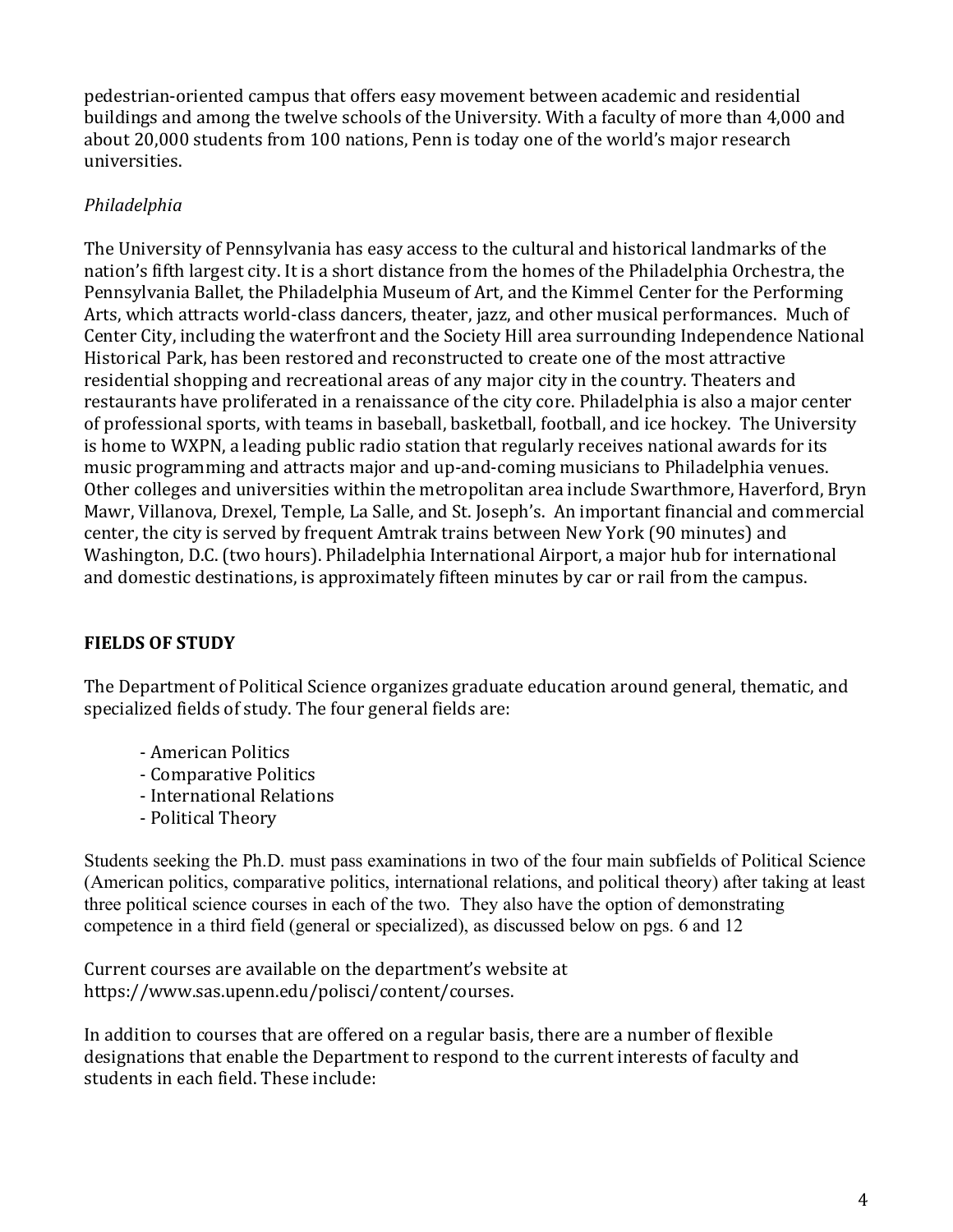pedestrian-oriented campus that offers easy movement between academic and residential buildings and among the twelve schools of the University. With a faculty of more than 4,000 and about 20,000 students from 100 nations, Penn is today one of the world's major research universities.

*Philadelphia*

The University of Pennsylvania has easy access to the cultural and historical landmarks of the nation's fifth largest city. It is a short distance from the homes of the Philadelphia Orchestra, the Pennsylvania Ballet, the Philadelphia Museum of Art, and the Kimmel Center for the Performing Arts, which attracts world-class dancers, theater, jazz, and other musical performances. Much of Center City, including the waterfront and the Society Hill area surrounding Independence National Historical Park, has been restored and reconstructed to create one of the most attractive residential shopping and recreational areas of any major city in the country. Theaters and restaurants have proliferated in a renaissance of the city core. Philadelphia is also a major center of professional sports, with teams in baseball, basketball, football, and ice hockey. The University is home to WXPN, a leading public radio station that regularly receives national awards for its music programming and attracts major and up-and-coming musicians to Philadelphia venues. Other colleges and universities within the metropolitan area include Swarthmore, Haverford, Bryn Mawr, Villanova, Drexel, Temple, La Salle, and St. Joseph's. An important financial and commercial center, the city is served by frequent Amtrak trains between New York (90 minutes) and Washington, D.C. (two hours). Philadelphia International Airport, a major hub for international and domestic destinations, is approximately fifteen minutes by car or rail from the campus.

## FIELDS OF STUDY

The Department of Political Science organizes graduate education around general, thematic, and specialized fields of study. The four general fields are:

- American Politics
- Comparative Politics
- International Relations
- Political Theory

Students seeking the Ph.D. must pass examinations in two of the four main subfields of Political Science (American politics, comparative politics, international relations, and political theory) after taking at least three political science courses in each of the two. They also have the option of demonstrating competence in a third field (general or specialized), as discussed below on pgs. 6 and 12

Current courses are available on the department's website at https://www.sas.upenn.edu/polisci/content/courses.

In addition to courses that are offered on a regular basis, there are a number of flexible designations that enable the Department to respond to the current interests of faculty and students in each field. These include: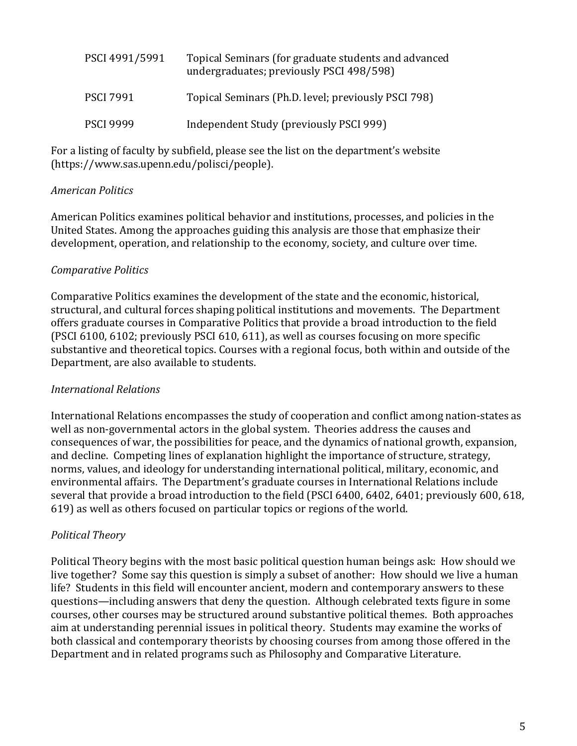| | |
|---|---|
| PSCI 4991/5991 | Topical Seminars (for graduate students and advanced undergraduates; previously PSCI 498/598) |
| PSCI 7991 | Topical Seminars (Ph.D. level; previously PSCI 798) |
| PSCI 9999 | Independent Study (previously PSCI 999) |

For a listing of faculty by subfield, please see the list on the department's website (https://www.sas.upenn.edu/polisci/people).

*American Politics*

American Politics examines political behavior and institutions, processes, and policies in the United States. Among the approaches guiding this analysis are those that emphasize their development, operation, and relationship to the economy, society, and culture over time.

*Comparative Politics*

Comparative Politics examines the development of the state and the economic, historical, structural, and cultural forces shaping political institutions and movements. The Department offers graduate courses in Comparative Politics that provide a broad introduction to the field (PSCI 6100, 6102; previously PSCI 610, 611), as well as courses focusing on more specific substantive and theoretical topics. Courses with a regional focus, both within and outside of the Department, are also available to students.

*International Relations*

International Relations encompasses the study of cooperation and conflict among nation-states as well as non-governmental actors in the global system. Theories address the causes and consequences of war, the possibilities for peace, and the dynamics of national growth, expansion, and decline. Competing lines of explanation highlight the importance of structure, strategy, norms, values, and ideology for understanding international political, military, economic, and environmental affairs. The Department's graduate courses in International Relations include several that provide a broad introduction to the field (PSCI 6400, 6402, 6401; previously 600, 618, 619) as well as others focused on particular topics or regions of the world.

*Political Theory*

Political Theory begins with the most basic political question human beings ask: How should we live together? Some say this question is simply a subset of another: How should we live a human life? Students in this field will encounter ancient, modern and contemporary answers to these questions—including answers that deny the question. Although celebrated texts figure in some courses, other courses may be structured around substantive political themes. Both approaches aim at understanding perennial issues in political theory. Students may examine the works of both classical and contemporary theorists by choosing courses from among those offered in the Department and in related programs such as Philosophy and Comparative Literature.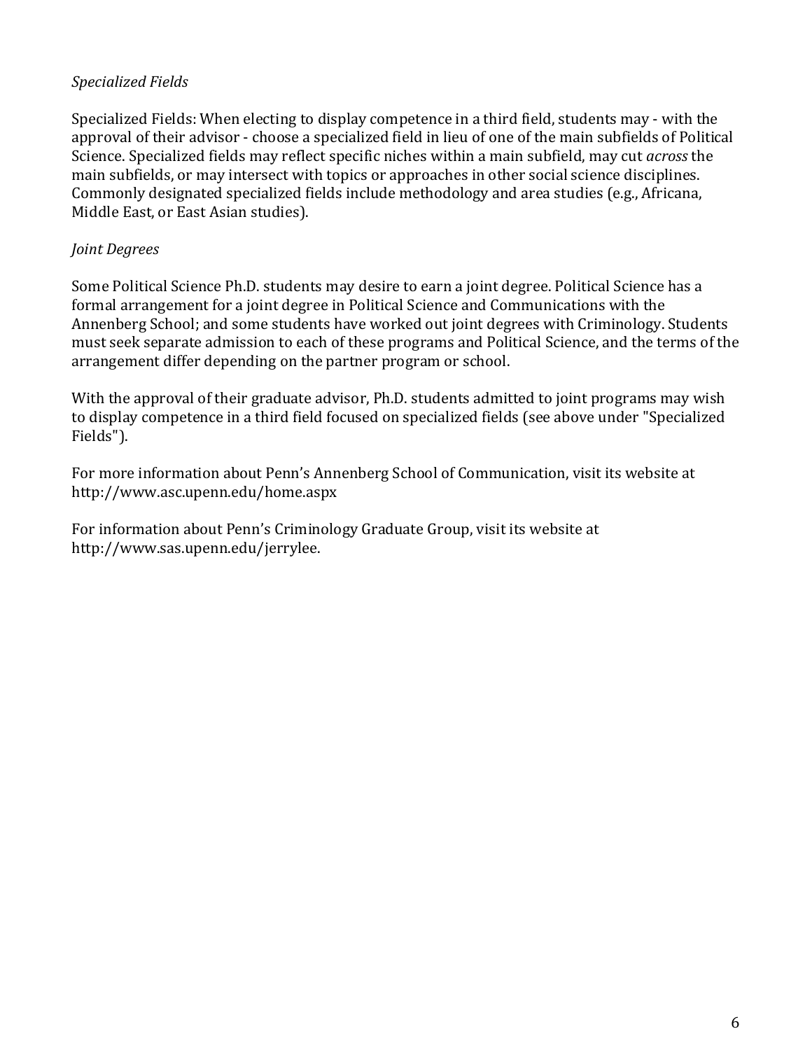*Specialized Fields*

Specialized Fields: When electing to display competence in a third field, students may - with the approval of their advisor - choose a specialized field in lieu of one of the main subfields of Political Science. Specialized fields may reflect specific niches within a main subfield, may cut *across* the main subfields, or may intersect with topics or approaches in other social science disciplines. Commonly designated specialized fields include methodology and area studies (e.g., Africana, Middle East, or East Asian studies).

*Joint Degrees*

Some Political Science Ph.D. students may desire to earn a joint degree. Political Science has a formal arrangement for a joint degree in Political Science and Communications with the Annenberg School; and some students have worked out joint degrees with Criminology. Students must seek separate admission to each of these programs and Political Science, and the terms of the arrangement differ depending on the partner program or school.

With the approval of their graduate advisor, Ph.D. students admitted to joint programs may wish to display competence in a third field focused on specialized fields (see above under "Specialized Fields").

For more information about Penn's Annenberg School of Communication, visit its website at http://www.asc.upenn.edu/home.aspx

For information about Penn's Criminology Graduate Group, visit its website at http://www.sas.upenn.edu/jerrylee.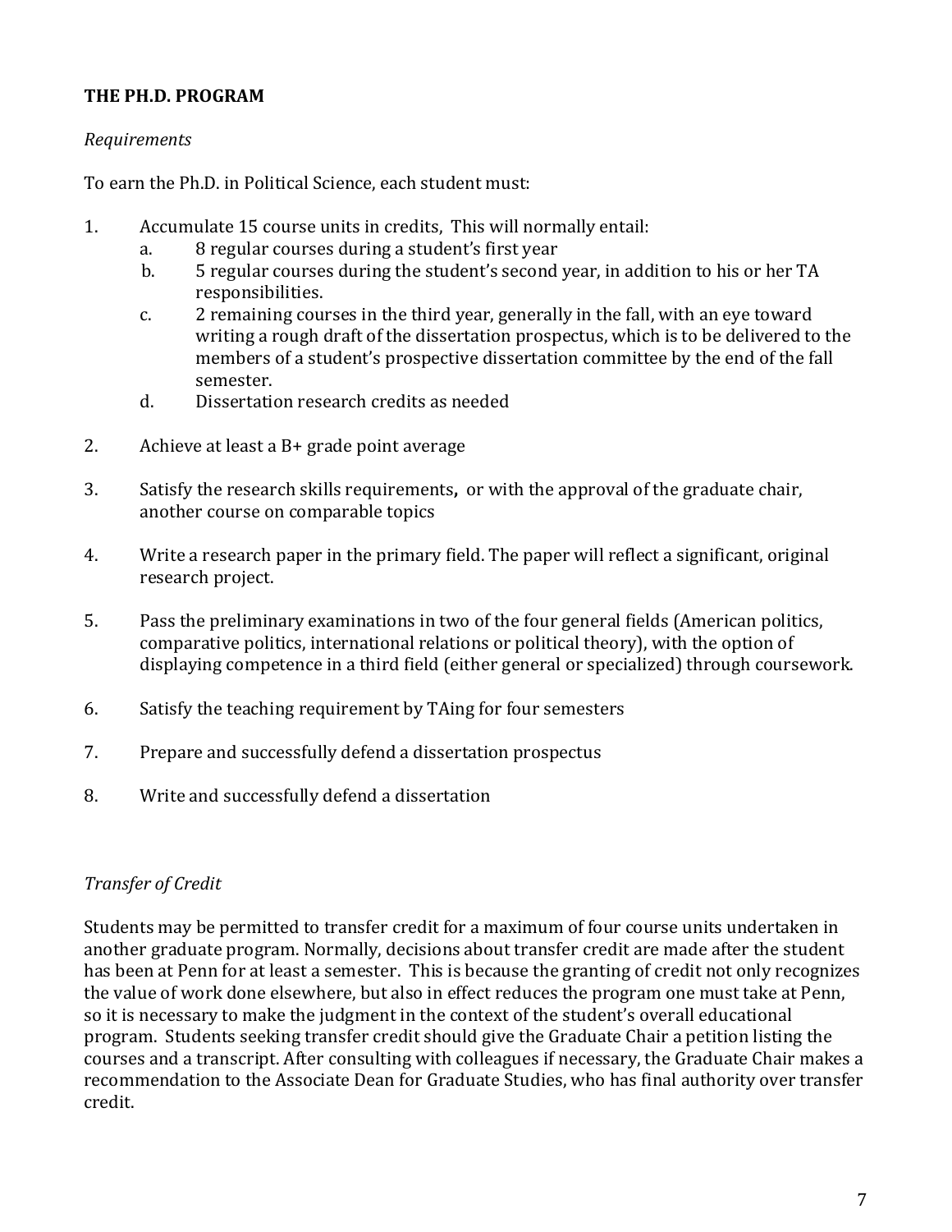**THE PH.D. PROGRAM**

*Requirements*

To earn the Ph.D. in Political Science, each student must:

1. Accumulate 15 course units in credits, This will normally entail:
   a. 8 regular courses during a student's first year
   b. 5 regular courses during the student's second year, in addition to his or her TA responsibilities.
   c. 2 remaining courses in the third year, generally in the fall, with an eye toward writing a rough draft of the dissertation prospectus, which is to be delivered to the members of a student's prospective dissertation committee by the end of the fall semester.
   d. Dissertation research credits as needed

2. Achieve at least a B+ grade point average

3. Satisfy the research skills requirements**,** or with the approval of the graduate chair, another course on comparable topics

4. Write a research paper in the primary field. The paper will reflect a significant, original research project.

5. Pass the preliminary examinations in two of the four general fields (American politics, comparative politics, international relations or political theory), with the option of displaying competence in a third field (either general or specialized) through coursework.

6. Satisfy the teaching requirement by TAing for four semesters

7. Prepare and successfully defend a dissertation prospectus

8. Write and successfully defend a dissertation

*Transfer of Credit*

Students may be permitted to transfer credit for a maximum of four course units undertaken in another graduate program. Normally, decisions about transfer credit are made after the student has been at Penn for at least a semester. This is because the granting of credit not only recognizes the value of work done elsewhere, but also in effect reduces the program one must take at Penn, so it is necessary to make the judgment in the context of the student's overall educational program. Students seeking transfer credit should give the Graduate Chair a petition listing the courses and a transcript. After consulting with colleagues if necessary, the Graduate Chair makes a recommendation to the Associate Dean for Graduate Studies, who has final authority over transfer credit.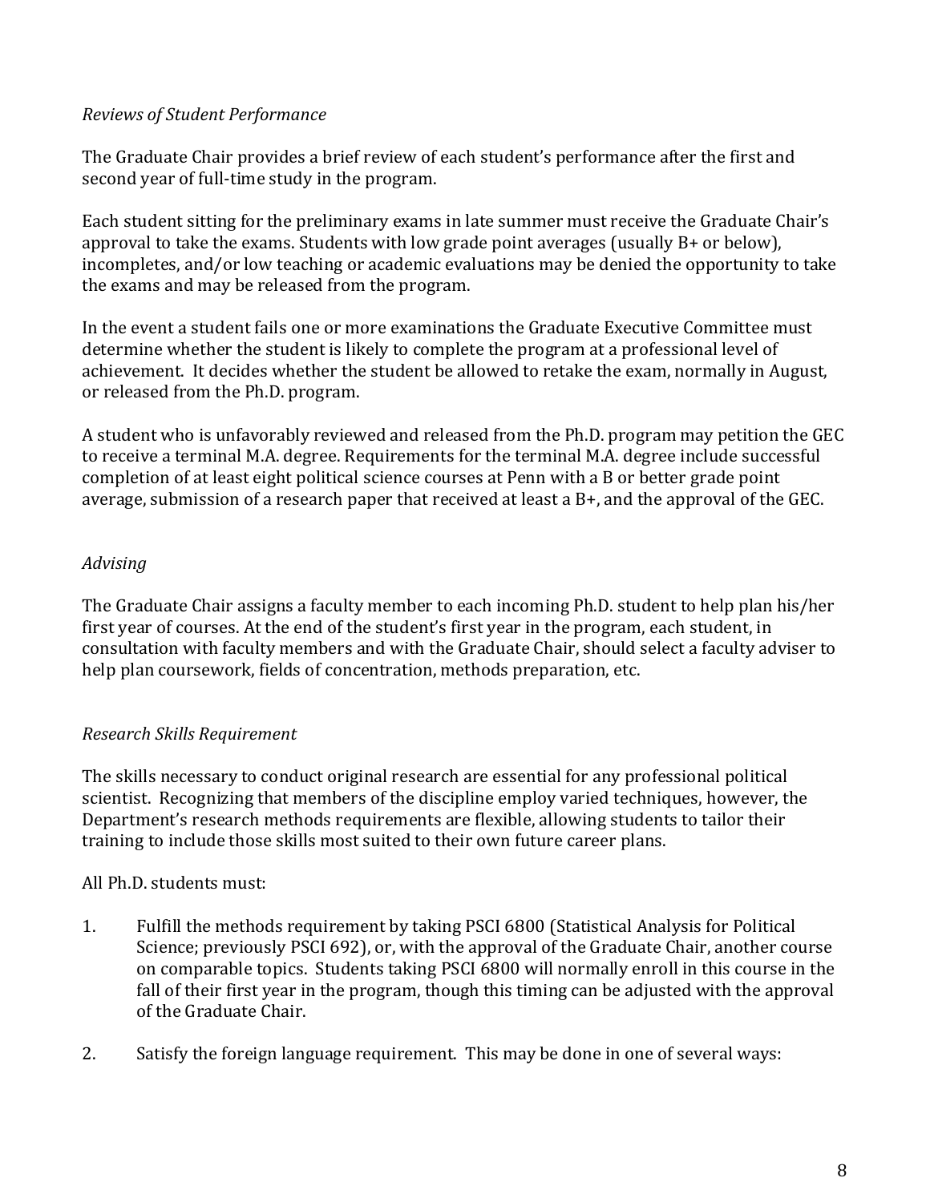*Reviews of Student Performance*

The Graduate Chair provides a brief review of each student's performance after the first and second year of full-time study in the program.

Each student sitting for the preliminary exams in late summer must receive the Graduate Chair's approval to take the exams. Students with low grade point averages (usually B+ or below), incompletes, and/or low teaching or academic evaluations may be denied the opportunity to take the exams and may be released from the program.

In the event a student fails one or more examinations the Graduate Executive Committee must determine whether the student is likely to complete the program at a professional level of achievement. It decides whether the student be allowed to retake the exam, normally in August, or released from the Ph.D. program.

A student who is unfavorably reviewed and released from the Ph.D. program may petition the GEC to receive a terminal M.A. degree. Requirements for the terminal M.A. degree include successful completion of at least eight political science courses at Penn with a B or better grade point average, submission of a research paper that received at least a B+, and the approval of the GEC.

*Advising*

The Graduate Chair assigns a faculty member to each incoming Ph.D. student to help plan his/her first year of courses. At the end of the student's first year in the program, each student, in consultation with faculty members and with the Graduate Chair, should select a faculty adviser to help plan coursework, fields of concentration, methods preparation, etc.

*Research Skills Requirement*

The skills necessary to conduct original research are essential for any professional political scientist. Recognizing that members of the discipline employ varied techniques, however, the Department's research methods requirements are flexible, allowing students to tailor their training to include those skills most suited to their own future career plans.

All Ph.D. students must:

1. Fulfill the methods requirement by taking PSCI 6800 (Statistical Analysis for Political Science; previously PSCI 692), or, with the approval of the Graduate Chair, another course on comparable topics. Students taking PSCI 6800 will normally enroll in this course in the fall of their first year in the program, though this timing can be adjusted with the approval of the Graduate Chair.

2. Satisfy the foreign language requirement. This may be done in one of several ways: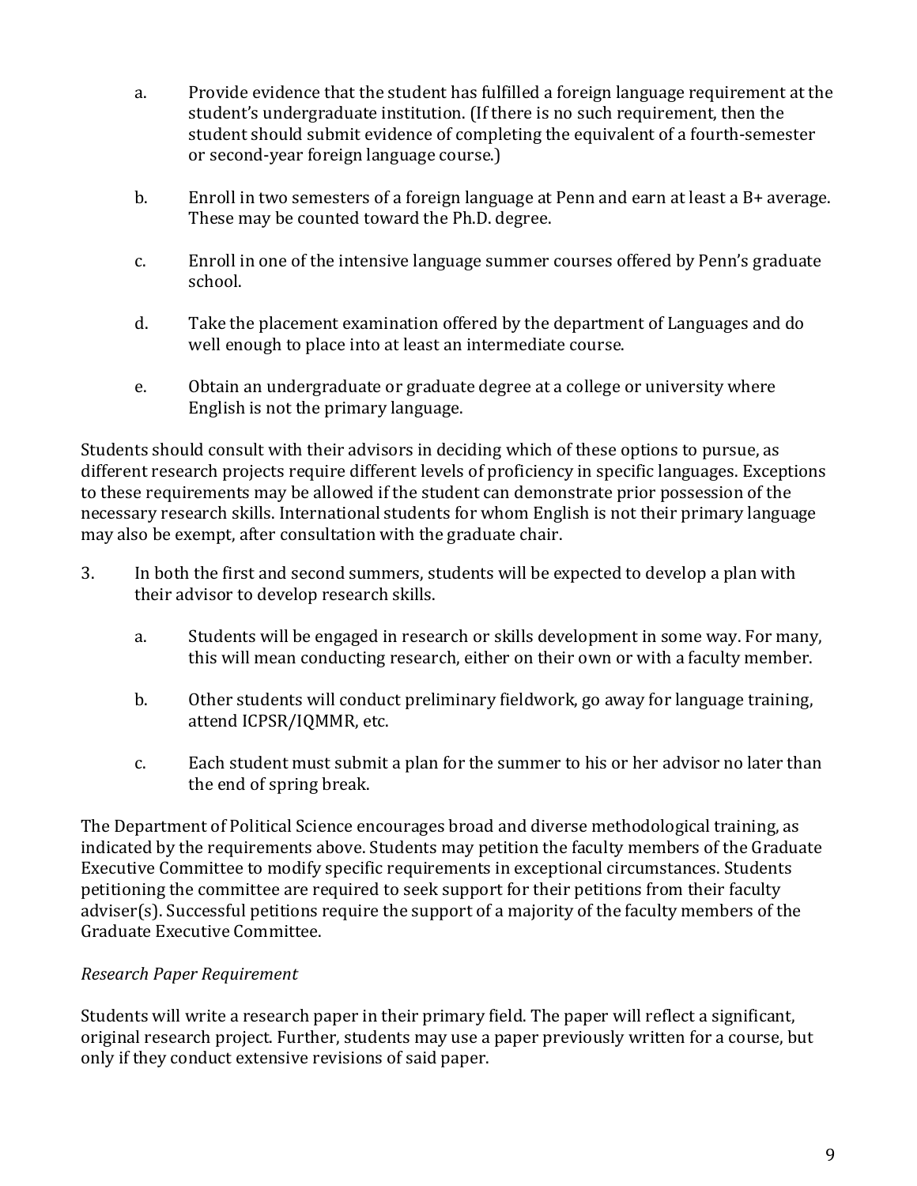a. Provide evidence that the student has fulfilled a foreign language requirement at the student's undergraduate institution. (If there is no such requirement, then the student should submit evidence of completing the equivalent of a fourth-semester or second-year foreign language course.)

b. Enroll in two semesters of a foreign language at Penn and earn at least a B+ average. These may be counted toward the Ph.D. degree.

c. Enroll in one of the intensive language summer courses offered by Penn's graduate school.

d. Take the placement examination offered by the department of Languages and do well enough to place into at least an intermediate course.

e. Obtain an undergraduate or graduate degree at a college or university where English is not the primary language.

Students should consult with their advisors in deciding which of these options to pursue, as different research projects require different levels of proficiency in specific languages. Exceptions to these requirements may be allowed if the student can demonstrate prior possession of the necessary research skills. International students for whom English is not their primary language may also be exempt, after consultation with the graduate chair.

3. In both the first and second summers, students will be expected to develop a plan with their advisor to develop research skills.

   a. Students will be engaged in research or skills development in some way. For many, this will mean conducting research, either on their own or with a faculty member.

   b. Other students will conduct preliminary fieldwork, go away for language training, attend ICPSR/IQMMR, etc.

   c. Each student must submit a plan for the summer to his or her advisor no later than the end of spring break.

The Department of Political Science encourages broad and diverse methodological training, as indicated by the requirements above. Students may petition the faculty members of the Graduate Executive Committee to modify specific requirements in exceptional circumstances. Students petitioning the committee are required to seek support for their petitions from their faculty adviser(s). Successful petitions require the support of a majority of the faculty members of the Graduate Executive Committee.

*Research Paper Requirement*

Students will write a research paper in their primary field. The paper will reflect a significant, original research project. Further, students may use a paper previously written for a course, but only if they conduct extensive revisions of said paper.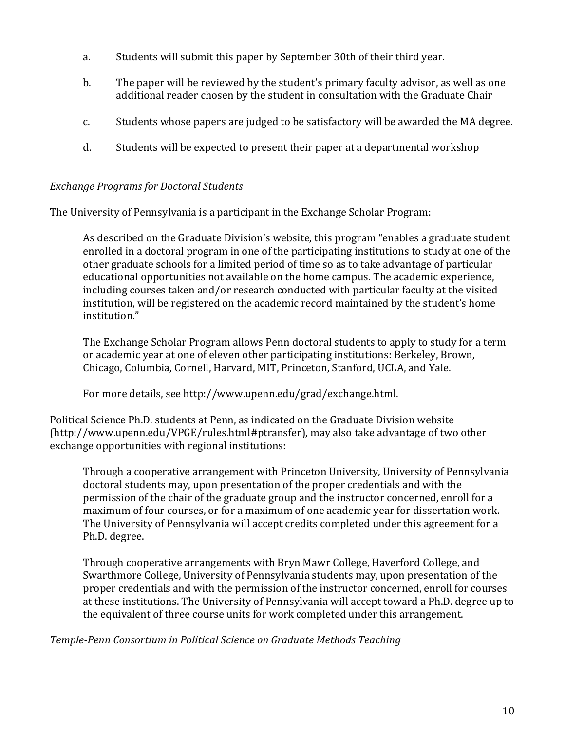a. Students will submit this paper by September 30th of their third year.

b. The paper will be reviewed by the student's primary faculty advisor, as well as one additional reader chosen by the student in consultation with the Graduate Chair

c. Students whose papers are judged to be satisfactory will be awarded the MA degree.

d. Students will be expected to present their paper at a departmental workshop

*Exchange Programs for Doctoral Students*

The University of Pennsylvania is a participant in the Exchange Scholar Program:

> As described on the Graduate Division's website, this program "enables a graduate student enrolled in a doctoral program in one of the participating institutions to study at one of the other graduate schools for a limited period of time so as to take advantage of particular educational opportunities not available on the home campus. The academic experience, including courses taken and/or research conducted with particular faculty at the visited institution, will be registered on the academic record maintained by the student's home institution."
>
> The Exchange Scholar Program allows Penn doctoral students to apply to study for a term or academic year at one of eleven other participating institutions: Berkeley, Brown, Chicago, Columbia, Cornell, Harvard, MIT, Princeton, Stanford, UCLA, and Yale.
>
> For more details, see http://www.upenn.edu/grad/exchange.html.

Political Science Ph.D. students at Penn, as indicated on the Graduate Division website (http://www.upenn.edu/VPGE/rules.html#ptransfer), may also take advantage of two other exchange opportunities with regional institutions:

> Through a cooperative arrangement with Princeton University, University of Pennsylvania doctoral students may, upon presentation of the proper credentials and with the permission of the chair of the graduate group and the instructor concerned, enroll for a maximum of four courses, or for a maximum of one academic year for dissertation work. The University of Pennsylvania will accept credits completed under this agreement for a Ph.D. degree.
>
> Through cooperative arrangements with Bryn Mawr College, Haverford College, and Swarthmore College, University of Pennsylvania students may, upon presentation of the proper credentials and with the permission of the instructor concerned, enroll for courses at these institutions. The University of Pennsylvania will accept toward a Ph.D. degree up to the equivalent of three course units for work completed under this arrangement.

*Temple-Penn Consortium in Political Science on Graduate Methods Teaching*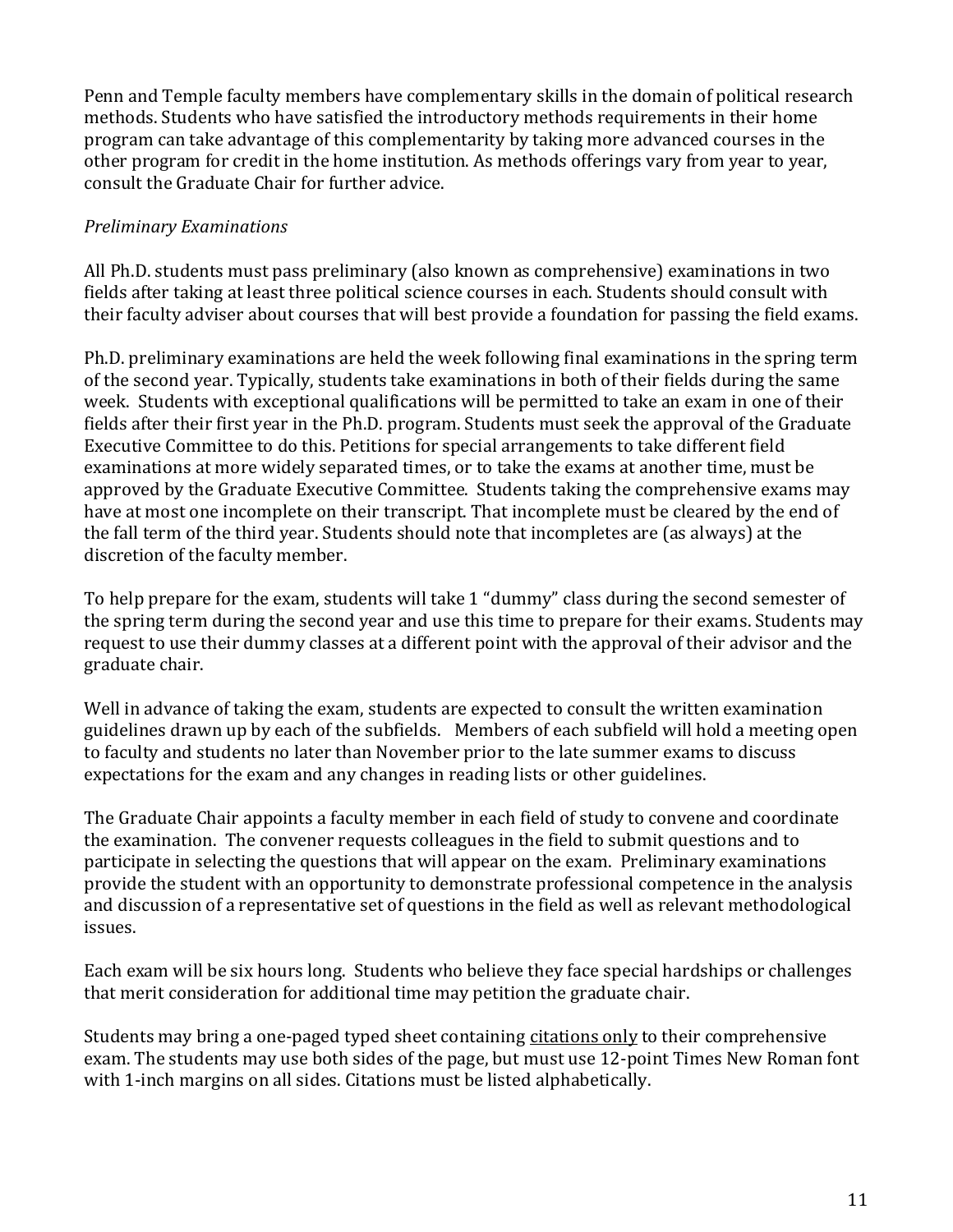Penn and Temple faculty members have complementary skills in the domain of political research methods. Students who have satisfied the introductory methods requirements in their home program can take advantage of this complementarity by taking more advanced courses in the other program for credit in the home institution. As methods offerings vary from year to year, consult the Graduate Chair for further advice.

*Preliminary Examinations*

All Ph.D. students must pass preliminary (also known as comprehensive) examinations in two fields after taking at least three political science courses in each. Students should consult with their faculty adviser about courses that will best provide a foundation for passing the field exams.

Ph.D. preliminary examinations are held the week following final examinations in the spring term of the second year. Typically, students take examinations in both of their fields during the same week. Students with exceptional qualifications will be permitted to take an exam in one of their fields after their first year in the Ph.D. program. Students must seek the approval of the Graduate Executive Committee to do this. Petitions for special arrangements to take different field examinations at more widely separated times, or to take the exams at another time, must be approved by the Graduate Executive Committee. Students taking the comprehensive exams may have at most one incomplete on their transcript. That incomplete must be cleared by the end of the fall term of the third year. Students should note that incompletes are (as always) at the discretion of the faculty member.

To help prepare for the exam, students will take 1 "dummy" class during the second semester of the spring term during the second year and use this time to prepare for their exams. Students may request to use their dummy classes at a different point with the approval of their advisor and the graduate chair.

Well in advance of taking the exam, students are expected to consult the written examination guidelines drawn up by each of the subfields. Members of each subfield will hold a meeting open to faculty and students no later than November prior to the late summer exams to discuss expectations for the exam and any changes in reading lists or other guidelines.

The Graduate Chair appoints a faculty member in each field of study to convene and coordinate the examination. The convener requests colleagues in the field to submit questions and to participate in selecting the questions that will appear on the exam. Preliminary examinations provide the student with an opportunity to demonstrate professional competence in the analysis and discussion of a representative set of questions in the field as well as relevant methodological issues.

Each exam will be six hours long. Students who believe they face special hardships or challenges that merit consideration for additional time may petition the graduate chair.

Students may bring a one-paged typed sheet containing <u>citations only</u> to their comprehensive exam. The students may use both sides of the page, but must use 12-point Times New Roman font with 1-inch margins on all sides. Citations must be listed alphabetically.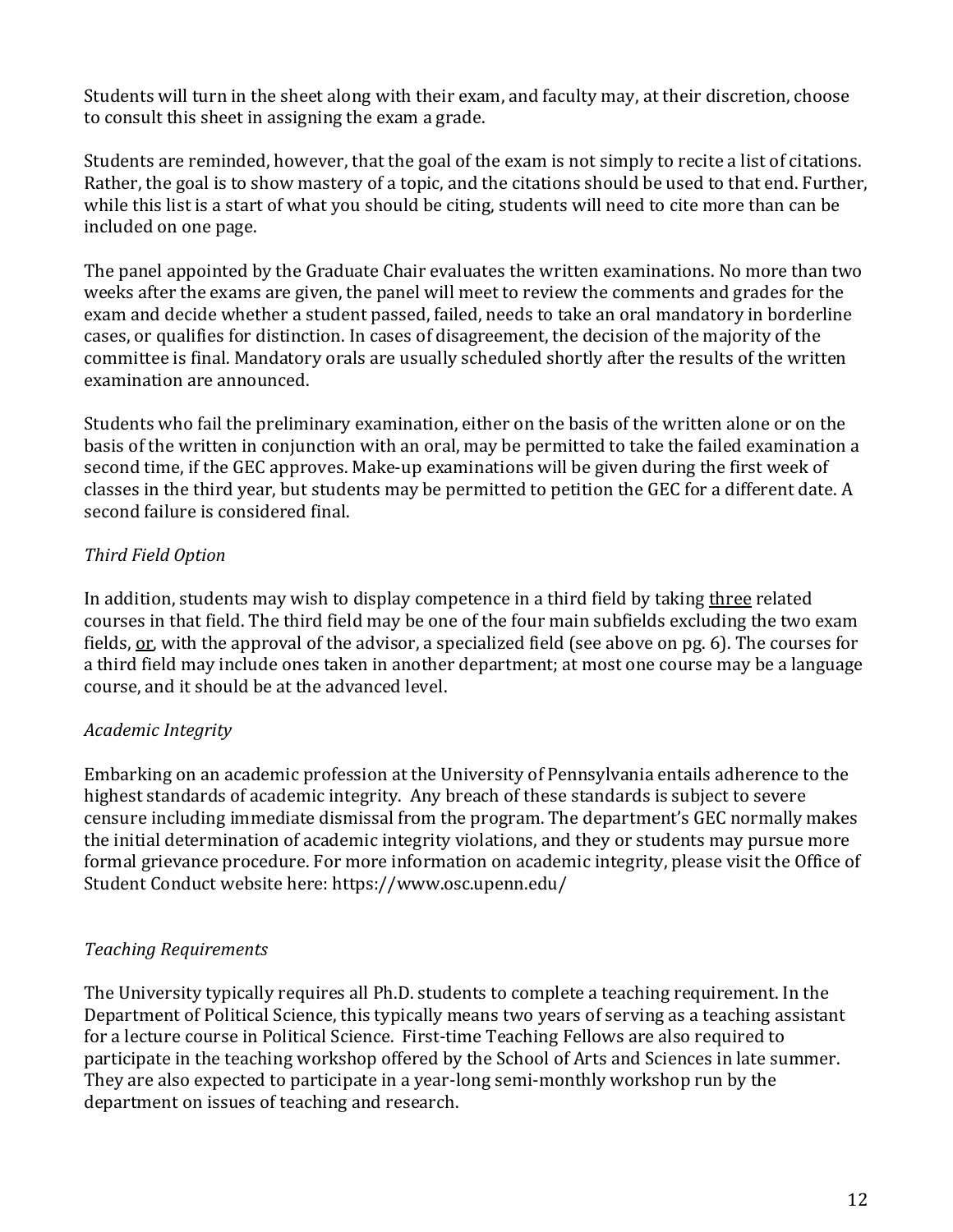Students will turn in the sheet along with their exam, and faculty may, at their discretion, choose to consult this sheet in assigning the exam a grade.

Students are reminded, however, that the goal of the exam is not simply to recite a list of citations. Rather, the goal is to show mastery of a topic, and the citations should be used to that end. Further, while this list is a start of what you should be citing, students will need to cite more than can be included on one page.

The panel appointed by the Graduate Chair evaluates the written examinations. No more than two weeks after the exams are given, the panel will meet to review the comments and grades for the exam and decide whether a student passed, failed, needs to take an oral mandatory in borderline cases, or qualifies for distinction. In cases of disagreement, the decision of the majority of the committee is final. Mandatory orals are usually scheduled shortly after the results of the written examination are announced.

Students who fail the preliminary examination, either on the basis of the written alone or on the basis of the written in conjunction with an oral, may be permitted to take the failed examination a second time, if the GEC approves. Make-up examinations will be given during the first week of classes in the third year, but students may be permitted to petition the GEC for a different date. A second failure is considered final.

*Third Field Option*

In addition, students may wish to display competence in a third field by taking <u>three</u> related courses in that field. The third field may be one of the four main subfields excluding the two exam fields, <u>or</u>, with the approval of the advisor, a specialized field (see above on pg. 6). The courses for a third field may include ones taken in another department; at most one course may be a language course, and it should be at the advanced level.

*Academic Integrity*

Embarking on an academic profession at the University of Pennsylvania entails adherence to the highest standards of academic integrity. Any breach of these standards is subject to severe censure including immediate dismissal from the program. The department's GEC normally makes the initial determination of academic integrity violations, and they or students may pursue more formal grievance procedure. For more information on academic integrity, please visit the Office of Student Conduct website here: https://www.osc.upenn.edu/

*Teaching Requirements*

The University typically requires all Ph.D. students to complete a teaching requirement. In the Department of Political Science, this typically means two years of serving as a teaching assistant for a lecture course in Political Science. First-time Teaching Fellows are also required to participate in the teaching workshop offered by the School of Arts and Sciences in late summer. They are also expected to participate in a year-long semi-monthly workshop run by the department on issues of teaching and research.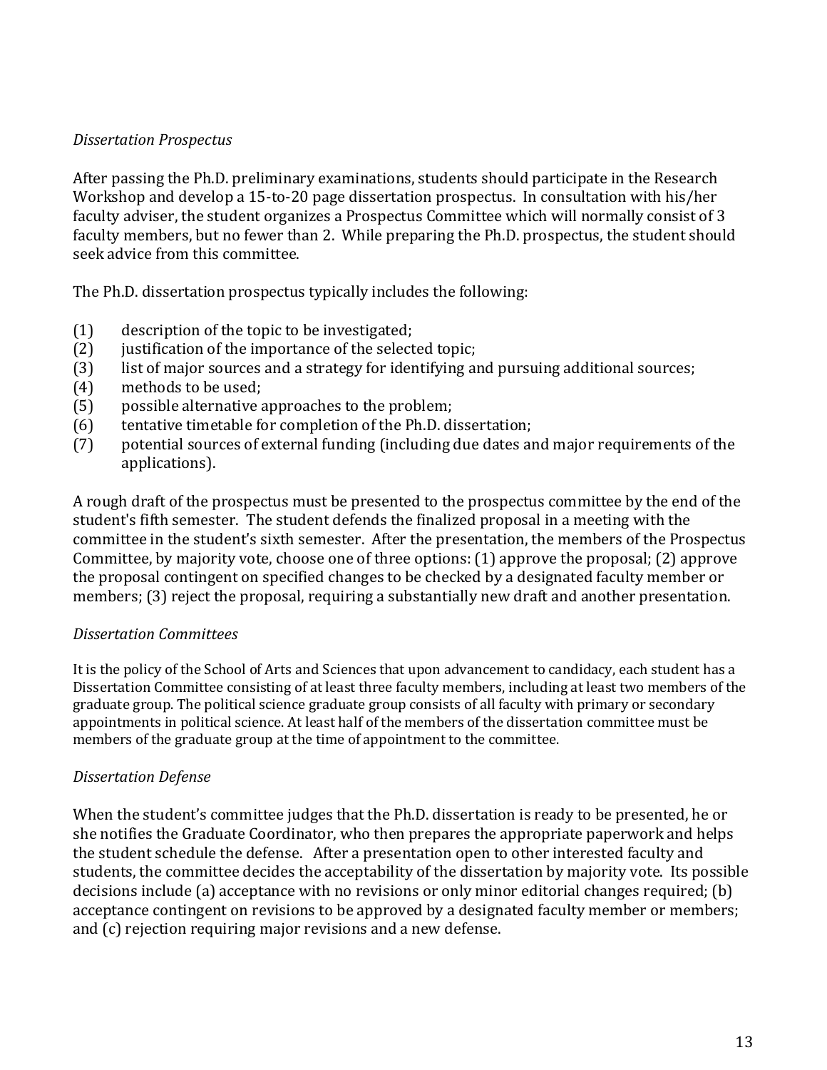*Dissertation Prospectus*

After passing the Ph.D. preliminary examinations, students should participate in the Research Workshop and develop a 15-to-20 page dissertation prospectus. In consultation with his/her faculty adviser, the student organizes a Prospectus Committee which will normally consist of 3 faculty members, but no fewer than 2. While preparing the Ph.D. prospectus, the student should seek advice from this committee.

The Ph.D. dissertation prospectus typically includes the following:

(1) description of the topic to be investigated;
(2) justification of the importance of the selected topic;
(3) list of major sources and a strategy for identifying and pursuing additional sources;
(4) methods to be used;
(5) possible alternative approaches to the problem;
(6) tentative timetable for completion of the Ph.D. dissertation;
(7) potential sources of external funding (including due dates and major requirements of the applications).

A rough draft of the prospectus must be presented to the prospectus committee by the end of the student's fifth semester. The student defends the finalized proposal in a meeting with the committee in the student's sixth semester. After the presentation, the members of the Prospectus Committee, by majority vote, choose one of three options: (1) approve the proposal; (2) approve the proposal contingent on specified changes to be checked by a designated faculty member or members; (3) reject the proposal, requiring a substantially new draft and another presentation.

*Dissertation Committees*

It is the policy of the School of Arts and Sciences that upon advancement to candidacy, each student has a Dissertation Committee consisting of at least three faculty members, including at least two members of the graduate group. The political science graduate group consists of all faculty with primary or secondary appointments in political science. At least half of the members of the dissertation committee must be members of the graduate group at the time of appointment to the committee.

*Dissertation Defense*

When the student's committee judges that the Ph.D. dissertation is ready to be presented, he or she notifies the Graduate Coordinator, who then prepares the appropriate paperwork and helps the student schedule the defense. After a presentation open to other interested faculty and students, the committee decides the acceptability of the dissertation by majority vote. Its possible decisions include (a) acceptance with no revisions or only minor editorial changes required; (b) acceptance contingent on revisions to be approved by a designated faculty member or members; and (c) rejection requiring major revisions and a new defense.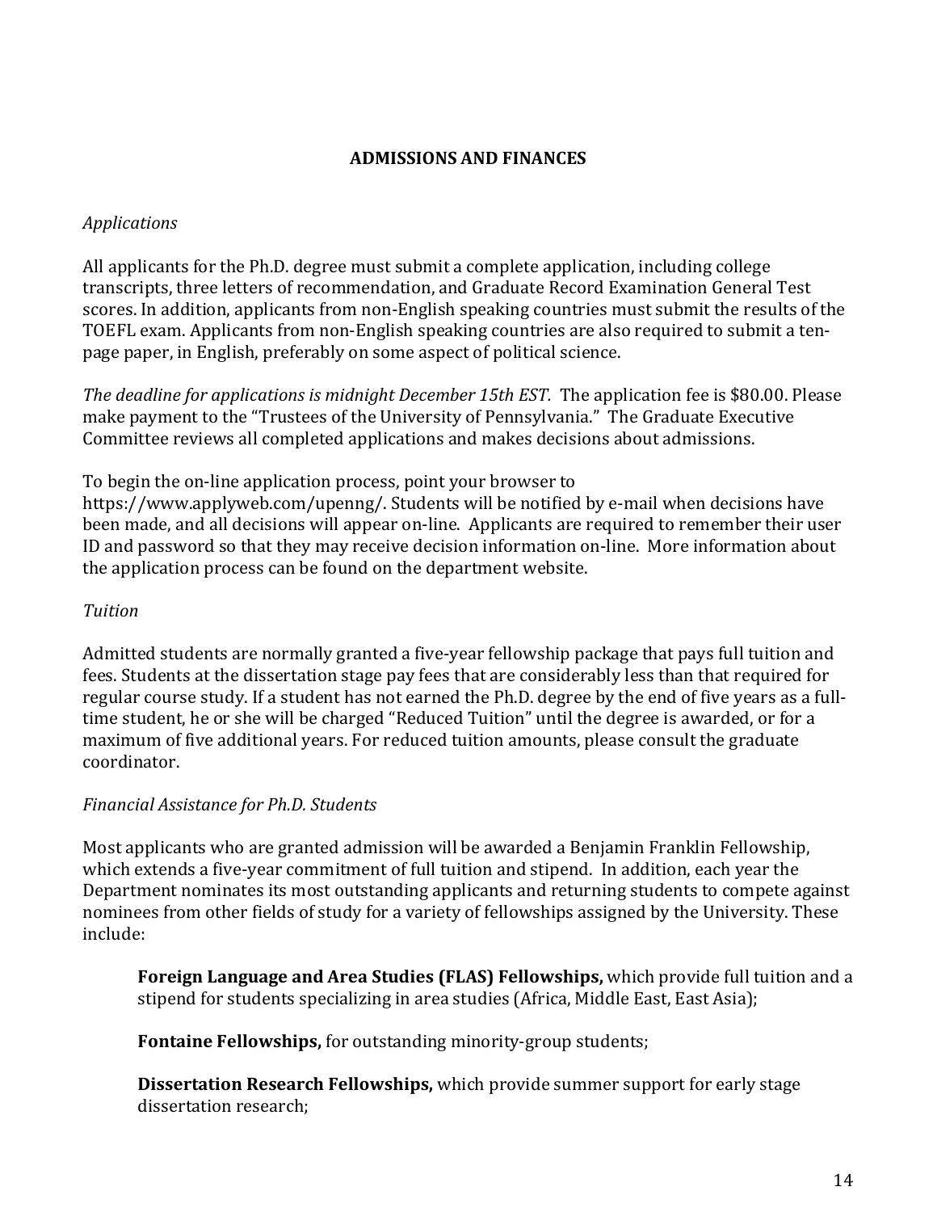## ADMISSIONS AND FINANCES

*Applications*

All applicants for the Ph.D. degree must submit a complete application, including college transcripts, three letters of recommendation, and Graduate Record Examination General Test scores. In addition, applicants from non-English speaking countries must submit the results of the TOEFL exam. Applicants from non-English speaking countries are also required to submit a ten-page paper, in English, preferably on some aspect of political science.

*The deadline for applications is midnight December 15th EST.* The application fee is $80.00. Please make payment to the "Trustees of the University of Pennsylvania." The Graduate Executive Committee reviews all completed applications and makes decisions about admissions.

To begin the on-line application process, point your browser to https://www.applyweb.com/upenng/. Students will be notified by e-mail when decisions have been made, and all decisions will appear on-line. Applicants are required to remember their user ID and password so that they may receive decision information on-line. More information about the application process can be found on the department website.

*Tuition*

Admitted students are normally granted a five-year fellowship package that pays full tuition and fees. Students at the dissertation stage pay fees that are considerably less than that required for regular course study. If a student has not earned the Ph.D. degree by the end of five years as a full-time student, he or she will be charged "Reduced Tuition" until the degree is awarded, or for a maximum of five additional years. For reduced tuition amounts, please consult the graduate coordinator.

*Financial Assistance for Ph.D. Students*

Most applicants who are granted admission will be awarded a Benjamin Franklin Fellowship, which extends a five-year commitment of full tuition and stipend. In addition, each year the Department nominates its most outstanding applicants and returning students to compete against nominees from other fields of study for a variety of fellowships assigned by the University. These include:

> **Foreign Language and Area Studies (FLAS) Fellowships,** which provide full tuition and a stipend for students specializing in area studies (Africa, Middle East, East Asia);
>
> **Fontaine Fellowships,** for outstanding minority-group students;
>
> **Dissertation Research Fellowships,** which provide summer support for early stage dissertation research;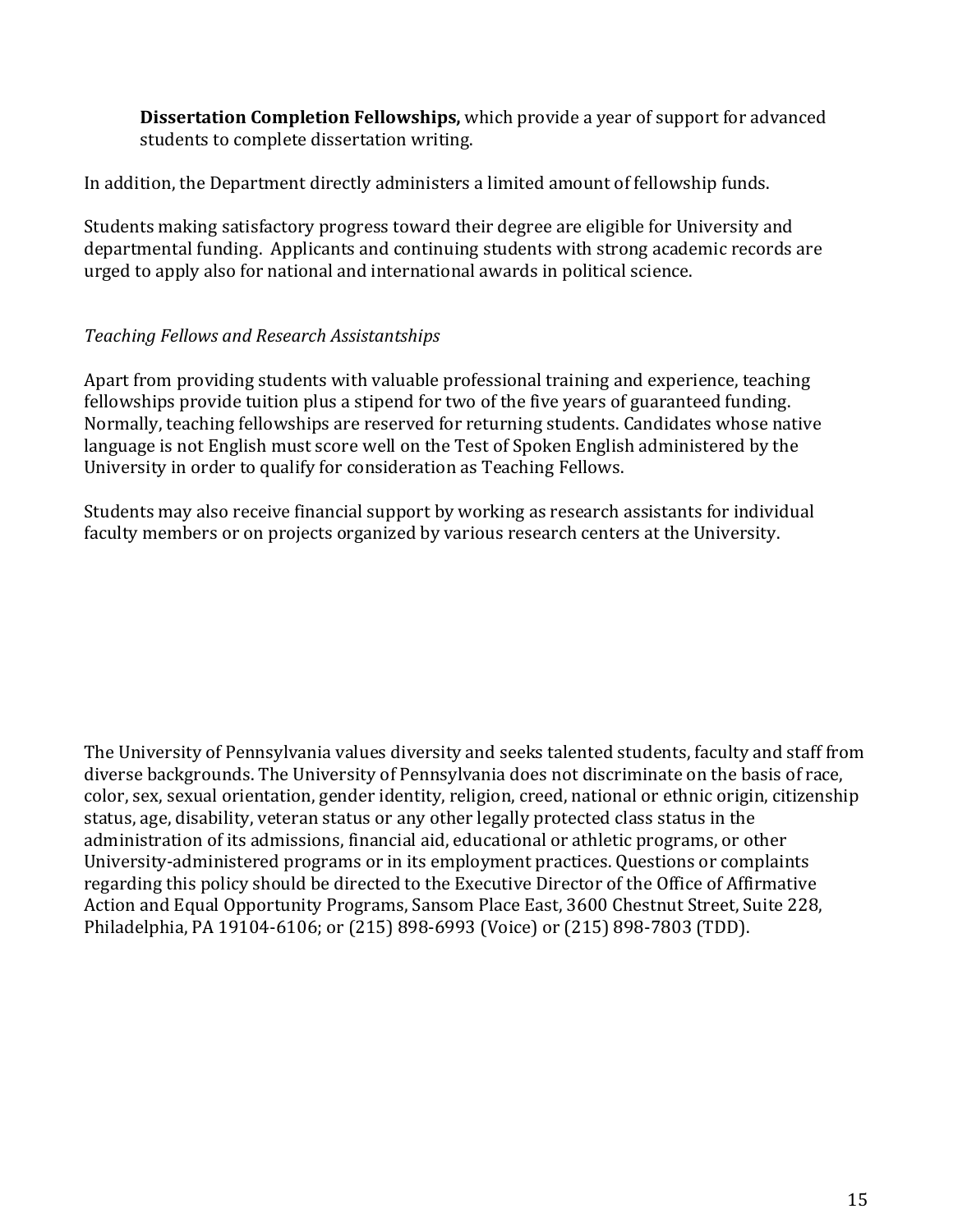**Dissertation Completion Fellowships,** which provide a year of support for advanced students to complete dissertation writing.

In addition, the Department directly administers a limited amount of fellowship funds.

Students making satisfactory progress toward their degree are eligible for University and departmental funding. Applicants and continuing students with strong academic records are urged to apply also for national and international awards in political science.

*Teaching Fellows and Research Assistantships*

Apart from providing students with valuable professional training and experience, teaching fellowships provide tuition plus a stipend for two of the five years of guaranteed funding. Normally, teaching fellowships are reserved for returning students. Candidates whose native language is not English must score well on the Test of Spoken English administered by the University in order to qualify for consideration as Teaching Fellows.

Students may also receive financial support by working as research assistants for individual faculty members or on projects organized by various research centers at the University.

The University of Pennsylvania values diversity and seeks talented students, faculty and staff from diverse backgrounds. The University of Pennsylvania does not discriminate on the basis of race, color, sex, sexual orientation, gender identity, religion, creed, national or ethnic origin, citizenship status, age, disability, veteran status or any other legally protected class status in the administration of its admissions, financial aid, educational or athletic programs, or other University-administered programs or in its employment practices. Questions or complaints regarding this policy should be directed to the Executive Director of the Office of Affirmative Action and Equal Opportunity Programs, Sansom Place East, 3600 Chestnut Street, Suite 228, Philadelphia, PA 19104-6106; or (215) 898-6993 (Voice) or (215) 898-7803 (TDD).